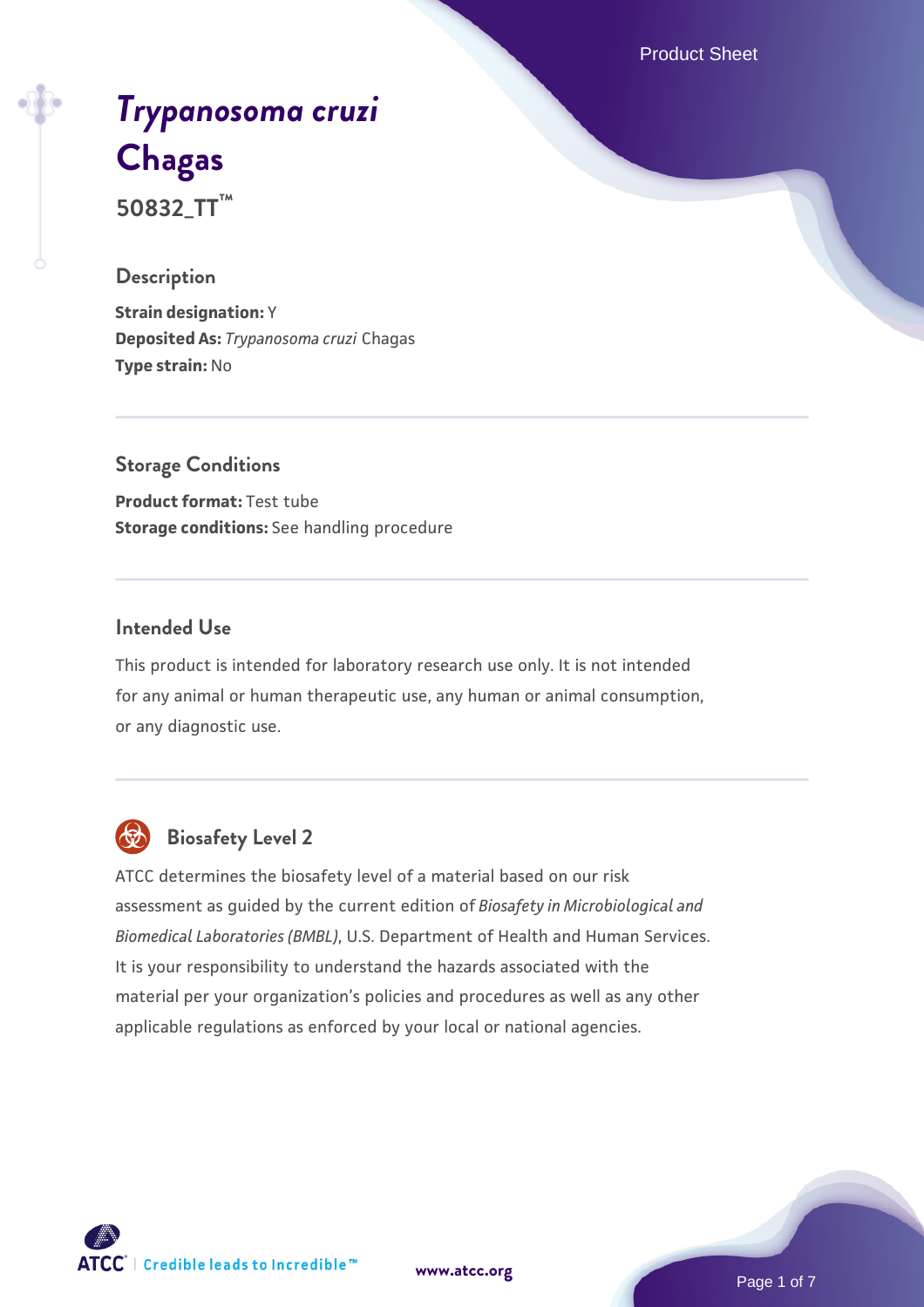# *Trypanosoma cruzi* Chagas

**50832_TT™**

## Description

**Strain designation:** Y
**Deposited As:** *Trypanosoma cruzi* Chagas
**Type strain:** No

## Storage Conditions

**Product format:** Test tube
**Storage conditions:** See handling procedure

## Intended Use

This product is intended for laboratory research use only. It is not intended for any animal or human therapeutic use, any human or animal consumption, or any diagnostic use.

## Biosafety Level 2

ATCC determines the biosafety level of a material based on our risk assessment as guided by the current edition of *Biosafety in Microbiological and Biomedical Laboratories (BMBL)*, U.S. Department of Health and Human Services. It is your responsibility to understand the hazards associated with the material per your organization's policies and procedures as well as any other applicable regulations as enforced by your local or national agencies.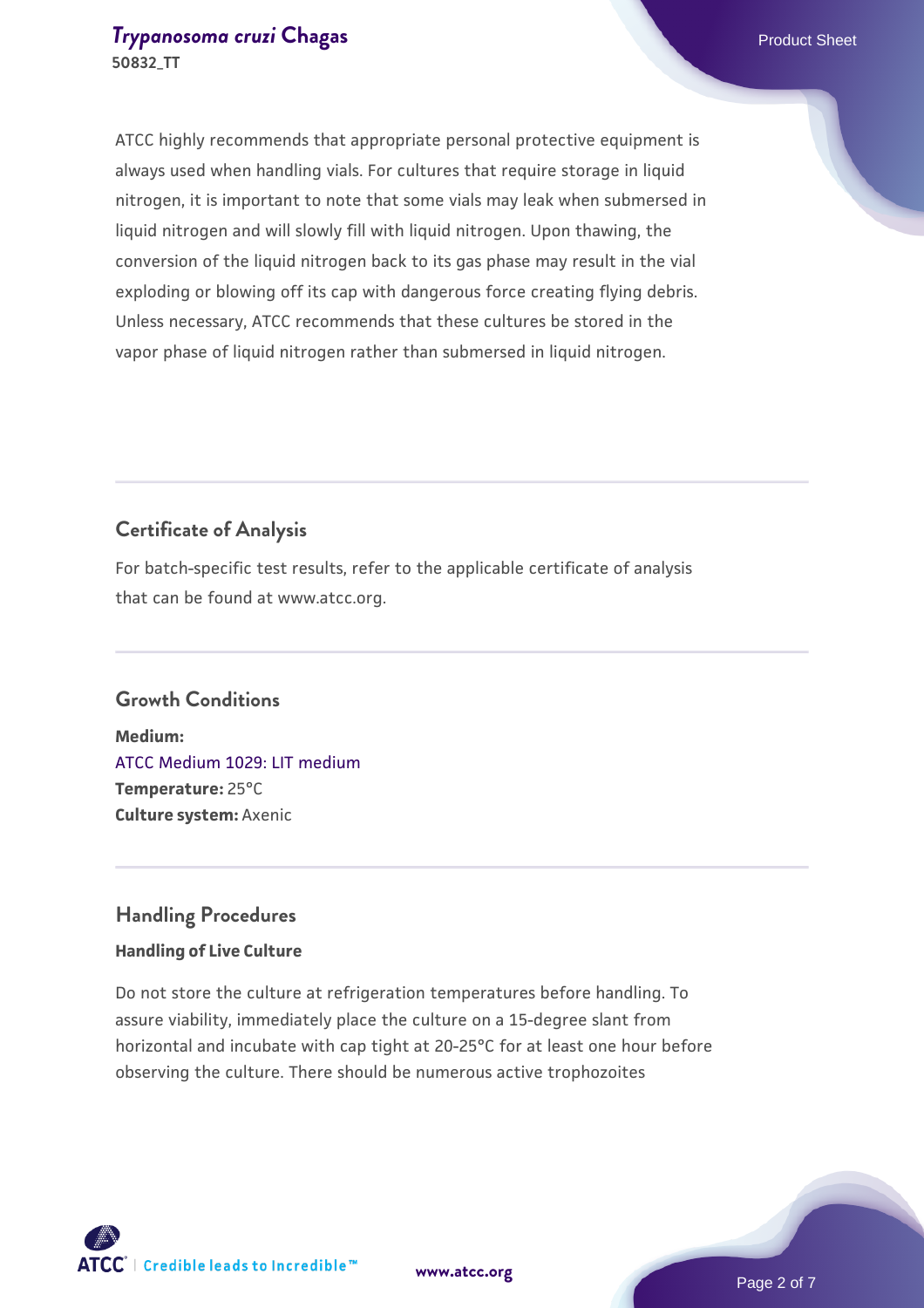ATCC highly recommends that appropriate personal protective equipment is always used when handling vials. For cultures that require storage in liquid nitrogen, it is important to note that some vials may leak when submersed in liquid nitrogen and will slowly fill with liquid nitrogen. Upon thawing, the conversion of the liquid nitrogen back to its gas phase may result in the vial exploding or blowing off its cap with dangerous force creating flying debris. Unless necessary, ATCC recommends that these cultures be stored in the vapor phase of liquid nitrogen rather than submersed in liquid nitrogen.

## Certificate of Analysis

For batch-specific test results, refer to the applicable certificate of analysis that can be found at www.atcc.org.

## Growth Conditions

**Medium:**
ATCC Medium 1029: LIT medium
**Temperature:** 25°C
**Culture system:** Axenic

## Handling Procedures

### Handling of Live Culture

Do not store the culture at refrigeration temperatures before handling. To assure viability, immediately place the culture on a 15-degree slant from horizontal and incubate with cap tight at 20-25°C for at least one hour before observing the culture. There should be numerous active trophozoites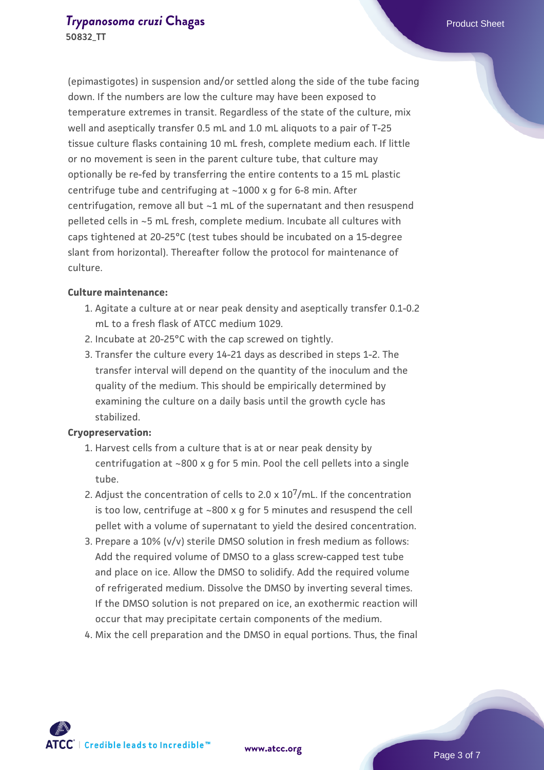(epimastigotes) in suspension and/or settled along the side of the tube facing down. If the numbers are low the culture may have been exposed to temperature extremes in transit. Regardless of the state of the culture, mix well and aseptically transfer 0.5 mL and 1.0 mL aliquots to a pair of T-25 tissue culture flasks containing 10 mL fresh, complete medium each. If little or no movement is seen in the parent culture tube, that culture may optionally be re-fed by transferring the entire contents to a 15 mL plastic centrifuge tube and centrifuging at ~1000 x g for 6-8 min. After centrifugation, remove all but ~1 mL of the supernatant and then resuspend pelleted cells in ~5 mL fresh, complete medium. Incubate all cultures with caps tightened at 20-25°C (test tubes should be incubated on a 15-degree slant from horizontal). Thereafter follow the protocol for maintenance of culture.

**Culture maintenance:**

1. Agitate a culture at or near peak density and aseptically transfer 0.1-0.2 mL to a fresh flask of ATCC medium 1029.
2. Incubate at 20-25°C with the cap screwed on tightly.
3. Transfer the culture every 14-21 days as described in steps 1-2. The transfer interval will depend on the quantity of the inoculum and the quality of the medium. This should be empirically determined by examining the culture on a daily basis until the growth cycle has stabilized.

**Cryopreservation:**

1. Harvest cells from a culture that is at or near peak density by centrifugation at ~800 x g for 5 min. Pool the cell pellets into a single tube.
2. Adjust the concentration of cells to $2.0 \times 10^7$/mL. If the concentration is too low, centrifuge at ~800 x g for 5 minutes and resuspend the cell pellet with a volume of supernatant to yield the desired concentration.
3. Prepare a 10% (v/v) sterile DMSO solution in fresh medium as follows: Add the required volume of DMSO to a glass screw-capped test tube and place on ice. Allow the DMSO to solidify. Add the required volume of refrigerated medium. Dissolve the DMSO by inverting several times. If the DMSO solution is not prepared on ice, an exothermic reaction will occur that may precipitate certain components of the medium.
4. Mix the cell preparation and the DMSO in equal portions. Thus, the final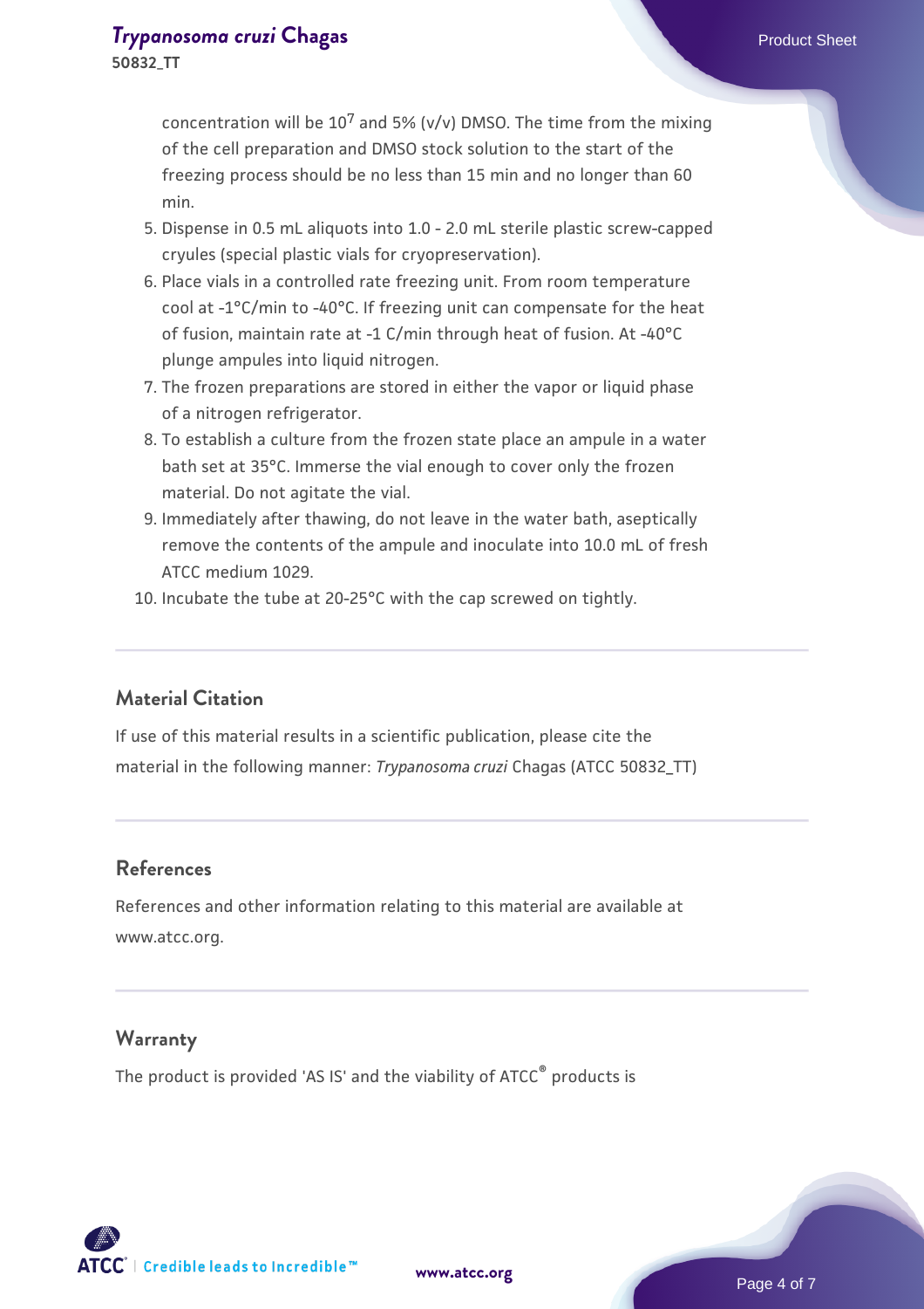concentration will be $10^7$ and 5% (v/v) DMSO. The time from the mixing of the cell preparation and DMSO stock solution to the start of the freezing process should be no less than 15 min and no longer than 60 min.

5. Dispense in 0.5 mL aliquots into 1.0 - 2.0 mL sterile plastic screw-capped cryules (special plastic vials for cryopreservation).
6. Place vials in a controlled rate freezing unit. From room temperature cool at -1°C/min to -40°C. If freezing unit can compensate for the heat of fusion, maintain rate at -1 C/min through heat of fusion. At -40°C plunge ampules into liquid nitrogen.
7. The frozen preparations are stored in either the vapor or liquid phase of a nitrogen refrigerator.
8. To establish a culture from the frozen state place an ampule in a water bath set at 35°C. Immerse the vial enough to cover only the frozen material. Do not agitate the vial.
9. Immediately after thawing, do not leave in the water bath, aseptically remove the contents of the ampule and inoculate into 10.0 mL of fresh ATCC medium 1029.
10. Incubate the tube at 20-25°C with the cap screwed on tightly.

## Material Citation

If use of this material results in a scientific publication, please cite the material in the following manner: *Trypanosoma cruzi* Chagas (ATCC 50832_TT)

## References

References and other information relating to this material are available at www.atcc.org.

## Warranty

The product is provided 'AS IS' and the viability of ATCC® products is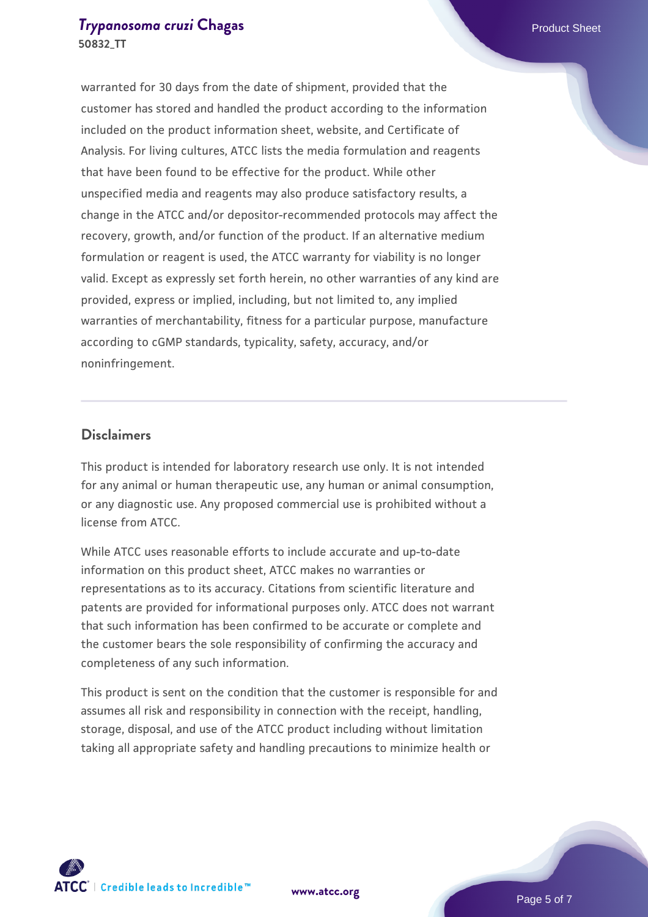warranted for 30 days from the date of shipment, provided that the customer has stored and handled the product according to the information included on the product information sheet, website, and Certificate of Analysis. For living cultures, ATCC lists the media formulation and reagents that have been found to be effective for the product. While other unspecified media and reagents may also produce satisfactory results, a change in the ATCC and/or depositor-recommended protocols may affect the recovery, growth, and/or function of the product. If an alternative medium formulation or reagent is used, the ATCC warranty for viability is no longer valid. Except as expressly set forth herein, no other warranties of any kind are provided, express or implied, including, but not limited to, any implied warranties of merchantability, fitness for a particular purpose, manufacture according to cGMP standards, typicality, safety, accuracy, and/or noninfringement.

## Disclaimers

This product is intended for laboratory research use only. It is not intended for any animal or human therapeutic use, any human or animal consumption, or any diagnostic use. Any proposed commercial use is prohibited without a license from ATCC.

While ATCC uses reasonable efforts to include accurate and up-to-date information on this product sheet, ATCC makes no warranties or representations as to its accuracy. Citations from scientific literature and patents are provided for informational purposes only. ATCC does not warrant that such information has been confirmed to be accurate or complete and the customer bears the sole responsibility of confirming the accuracy and completeness of any such information.

This product is sent on the condition that the customer is responsible for and assumes all risk and responsibility in connection with the receipt, handling, storage, disposal, and use of the ATCC product including without limitation taking all appropriate safety and handling precautions to minimize health or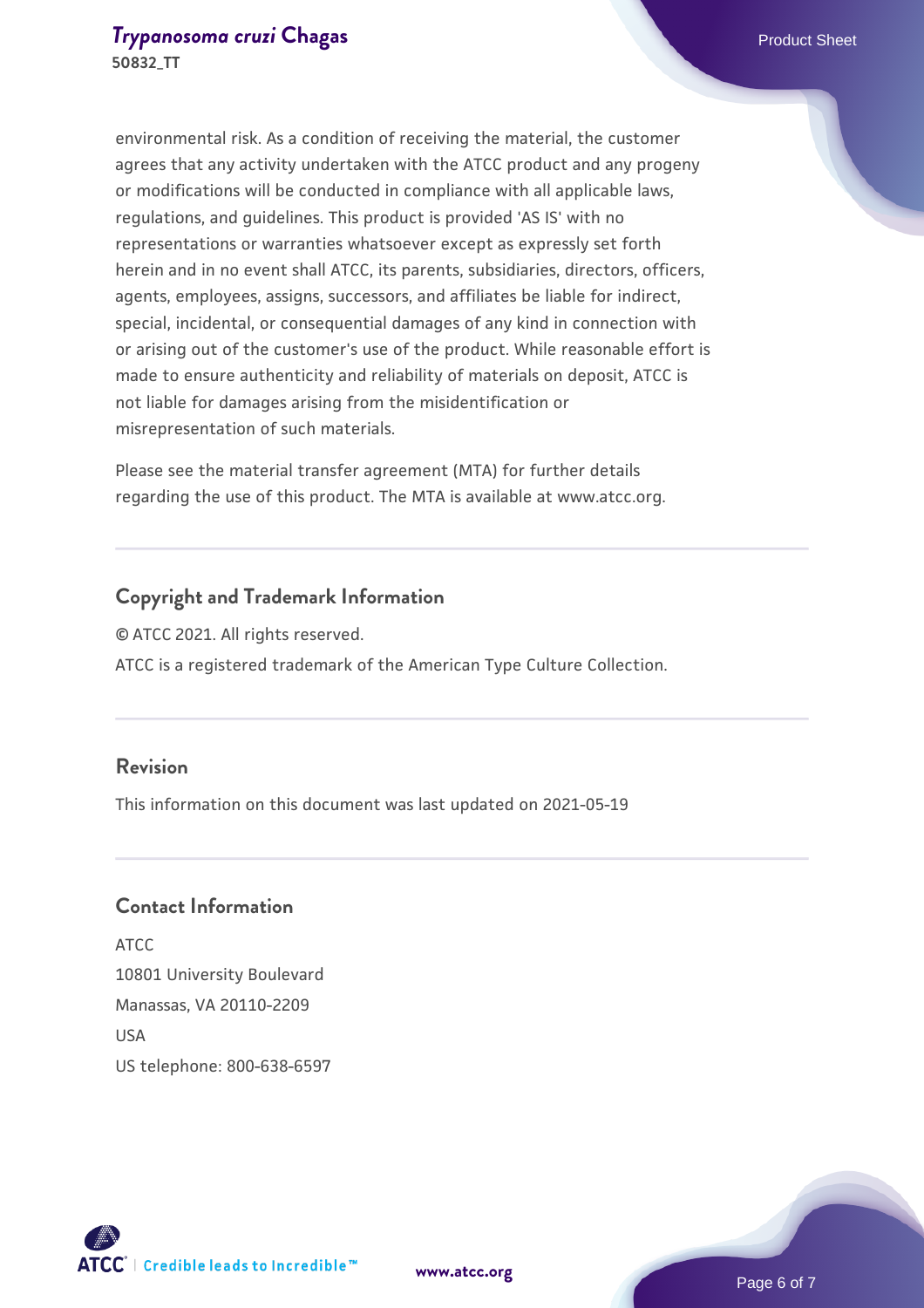environmental risk. As a condition of receiving the material, the customer agrees that any activity undertaken with the ATCC product and any progeny or modifications will be conducted in compliance with all applicable laws, regulations, and guidelines. This product is provided 'AS IS' with no representations or warranties whatsoever except as expressly set forth herein and in no event shall ATCC, its parents, subsidiaries, directors, officers, agents, employees, assigns, successors, and affiliates be liable for indirect, special, incidental, or consequential damages of any kind in connection with or arising out of the customer's use of the product. While reasonable effort is made to ensure authenticity and reliability of materials on deposit, ATCC is not liable for damages arising from the misidentification or misrepresentation of such materials.

Please see the material transfer agreement (MTA) for further details regarding the use of this product. The MTA is available at www.atcc.org.

## Copyright and Trademark Information

© ATCC 2021. All rights reserved.

ATCC is a registered trademark of the American Type Culture Collection.

## Revision

This information on this document was last updated on 2021-05-19

## Contact Information

ATCC
10801 University Boulevard
Manassas, VA 20110-2209
USA
US telephone: 800-638-6597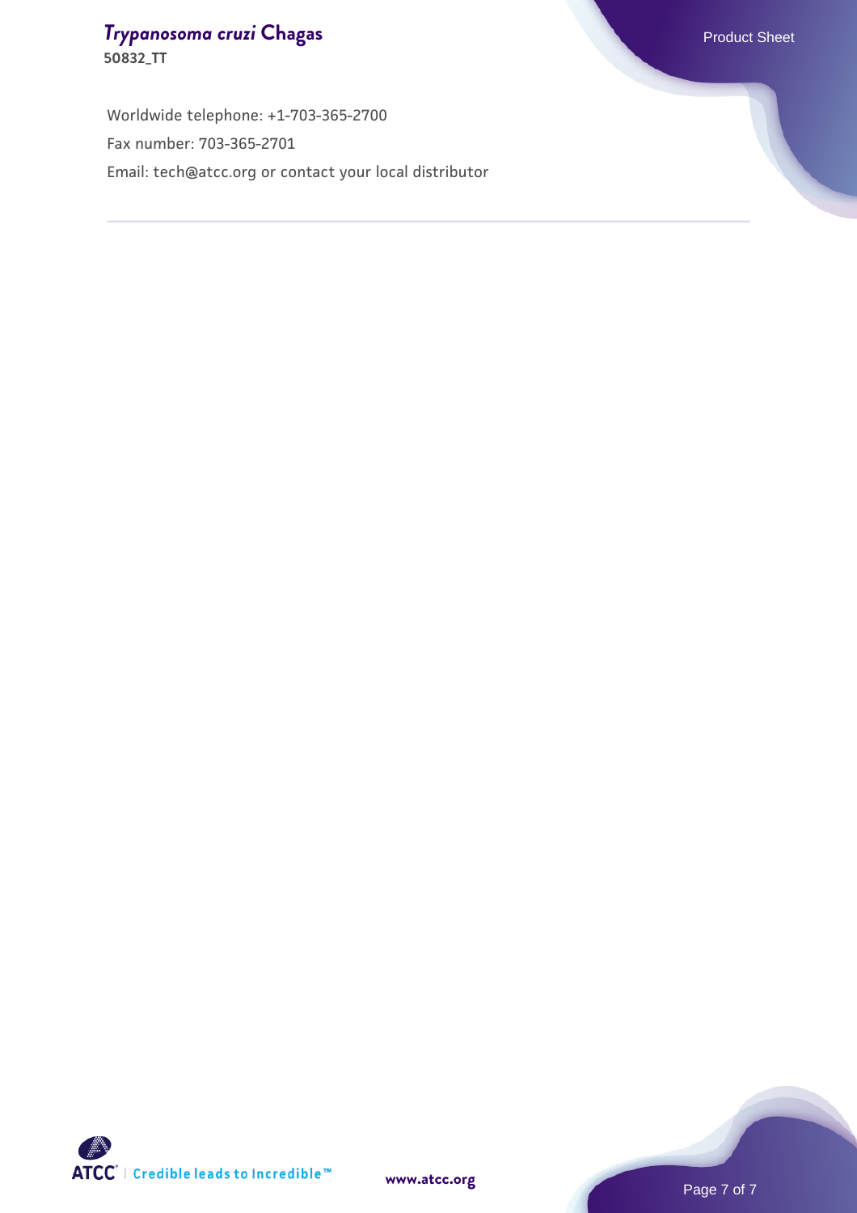Worldwide telephone: +1-703-365-2700

Fax number: 703-365-2701

Email: tech@atcc.org or contact your local distributor